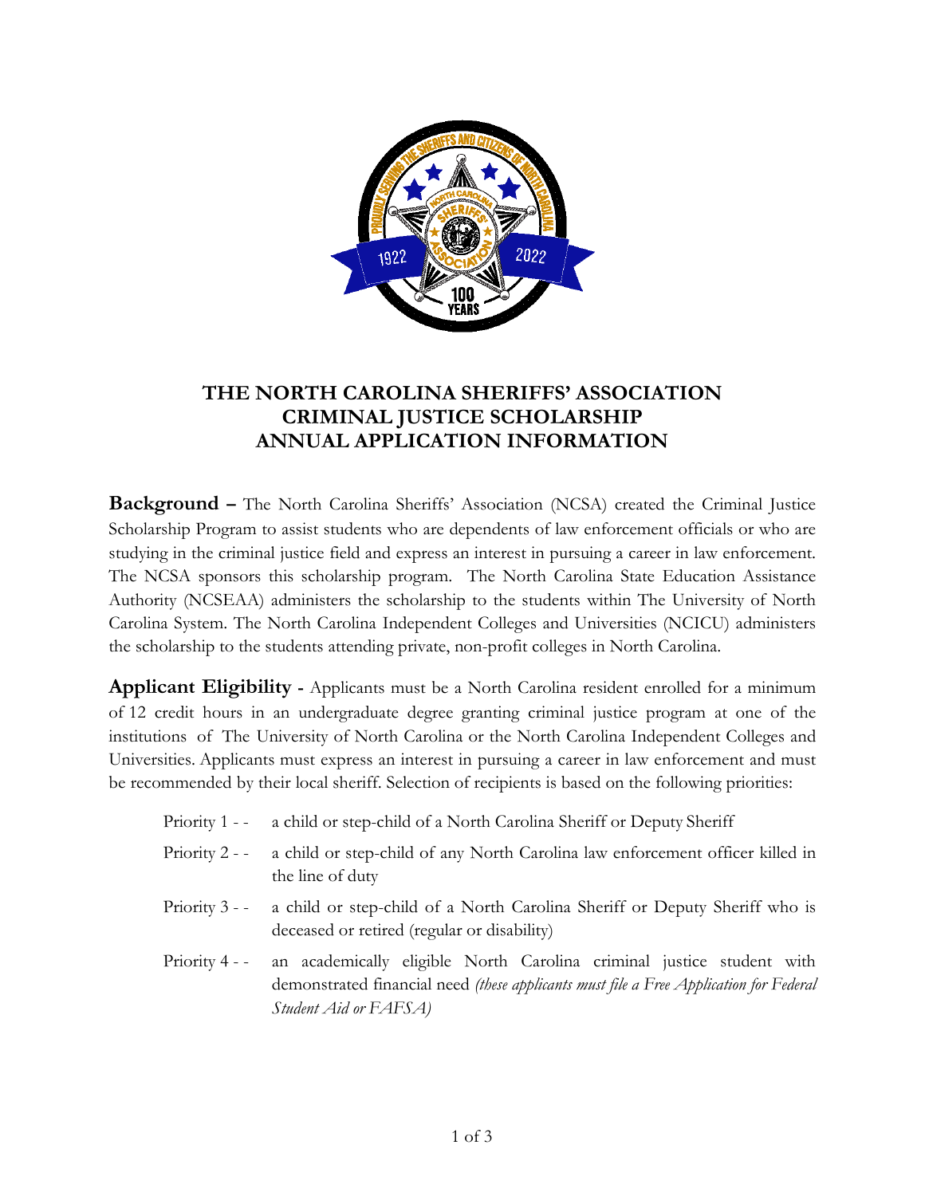# THE NORTH CAROLINA SHERIFFS' ASSOCIATION CRIMINAL JUSTICE SCHOLARSHIP ANNUAL APPLICATION INFORMATION

**Background –** The North Carolina Sheriffs' Association (NCSA) created the Criminal Justice Scholarship Program to assist students who are dependents of law enforcement officials or who are studying in the criminal justice field and express an interest in pursuing a career in law enforcement. The NCSA sponsors this scholarship program. The North Carolina State Education Assistance Authority (NCSEAA) administers the scholarship to the students within The University of North Carolina System. The North Carolina Independent Colleges and Universities (NCICU) administers the scholarship to the students attending private, non-profit colleges in North Carolina.

**Applicant Eligibility -** Applicants must be a North Carolina resident enrolled for a minimum of 12 credit hours in an undergraduate degree granting criminal justice program at one of the institutions of The University of North Carolina or the North Carolina Independent Colleges and Universities. Applicants must express an interest in pursuing a career in law enforcement and must be recommended by their local sheriff. Selection of recipients is based on the following priorities:

- Priority 1 - - a child or step-child of a North Carolina Sheriff or Deputy Sheriff
- Priority 2 - - a child or step-child of any North Carolina law enforcement officer killed in the line of duty
- Priority 3 - - a child or step-child of a North Carolina Sheriff or Deputy Sheriff who is deceased or retired (regular or disability)
- Priority 4 - - an academically eligible North Carolina criminal justice student with demonstrated financial need *(these applicants must file a Free Application for Federal Student Aid or FAFSA)*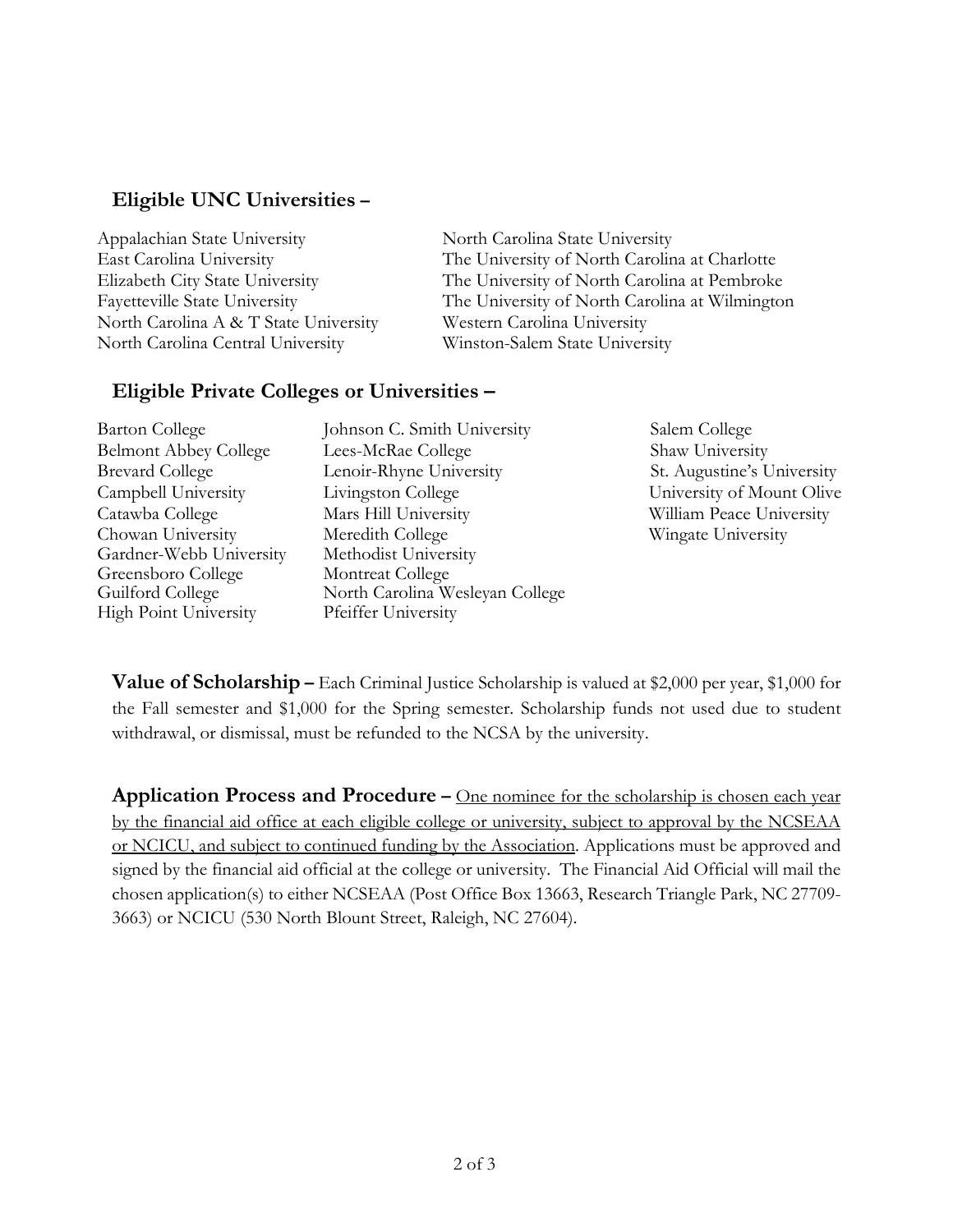## Eligible UNC Universities –

Appalachian State University
East Carolina University
Elizabeth City State University
Fayetteville State University
North Carolina A & T State University
North Carolina Central University
North Carolina State University
The University of North Carolina at Charlotte
The University of North Carolina at Pembroke
The University of North Carolina at Wilmington
Western Carolina University
Winston-Salem State University

## Eligible Private Colleges or Universities –

Barton College
Belmont Abbey College
Brevard College
Campbell University
Catawba College
Chowan University
Gardner-Webb University
Greensboro College
Guilford College
High Point University
Johnson C. Smith University
Lees-McRae College
Lenoir-Rhyne University
Livingston College
Mars Hill University
Meredith College
Methodist University
Montreat College
North Carolina Wesleyan College
Pfeiffer University
Salem College
Shaw University
St. Augustine's University
University of Mount Olive
William Peace University
Wingate University

**Value of Scholarship –** Each Criminal Justice Scholarship is valued at $2,000 per year, $1,000 for the Fall semester and $1,000 for the Spring semester. Scholarship funds not used due to student withdrawal, or dismissal, must be refunded to the NCSA by the university.

**Application Process and Procedure –** One nominee for the scholarship is chosen each year by the financial aid office at each eligible college or university, subject to approval by the NCSEAA or NCICU, and subject to continued funding by the Association. Applications must be approved and signed by the financial aid official at the college or university. The Financial Aid Official will mail the chosen application(s) to either NCSEAA (Post Office Box 13663, Research Triangle Park, NC 27709-3663) or NCICU (530 North Blount Street, Raleigh, NC 27604).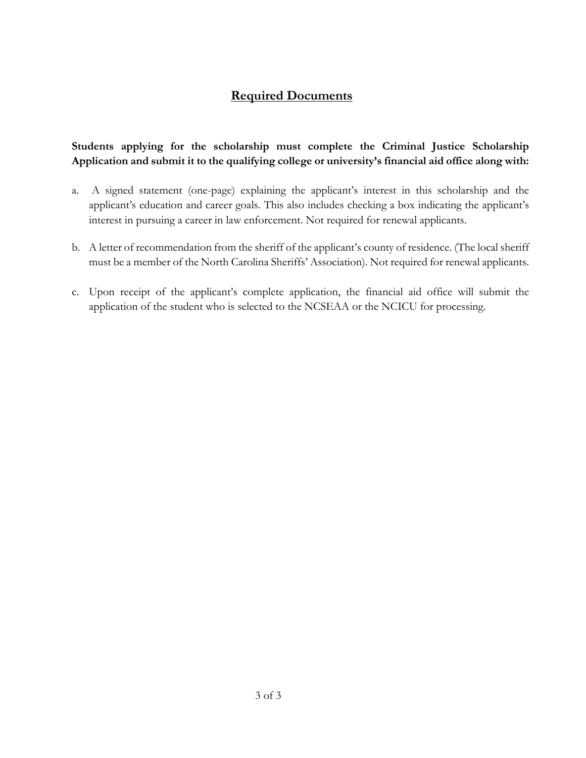## Required Documents

**Students applying for the scholarship must complete the Criminal Justice Scholarship Application and submit it to the qualifying college or university's financial aid office along with:**

a. A signed statement (one-page) explaining the applicant's interest in this scholarship and the applicant's education and career goals. This also includes checking a box indicating the applicant's interest in pursuing a career in law enforcement. Not required for renewal applicants.

b. A letter of recommendation from the sheriff of the applicant's county of residence. (The local sheriff must be a member of the North Carolina Sheriffs' Association). Not required for renewal applicants.

c. Upon receipt of the applicant's complete application, the financial aid office will submit the application of the student who is selected to the NCSEAA or the NCICU for processing.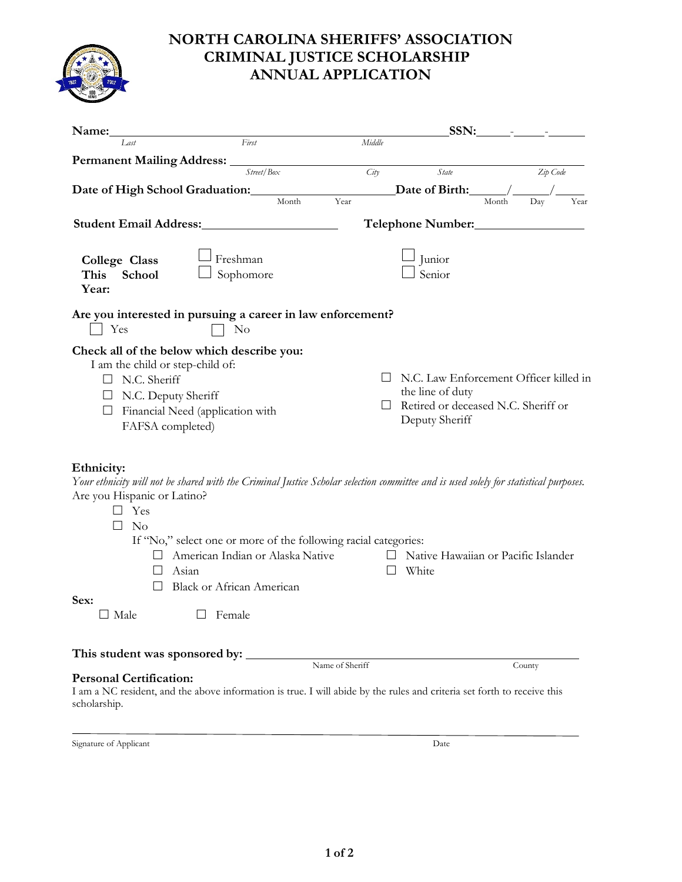# NORTH CAROLINA SHERIFFS' ASSOCIATION CRIMINAL JUSTICE SCHOLARSHIP ANNUAL APPLICATION

**Name:**\_\_\_\_\_\_\_\_\_\_\_\_\_\_\_\_\_\_\_\_\_\_\_\_\_\_\_\_\_\_\_\_\_\_\_\_\_\_\_\_\_\_\_\_\_\_\_\_\_\_ **SSN:**\_\_\_\_\_-\_\_\_\_\_-\_\_\_\_\_\_
*Last* *First* *Middle*

**Permanent Mailing Address:** \_\_\_\_\_\_\_\_\_\_\_\_\_\_\_\_\_\_\_\_\_\_\_\_\_\_\_\_\_\_\_\_\_\_\_\_\_\_\_\_\_\_\_\_\_\_\_\_\_\_
*Street/Box* *City* *State* *Zip Code*

**Date of High School Graduation:**\_\_\_\_\_\_\_\_\_\_\_\_\_\_\_\_\_\_\_\_\_\_\_ **Date of Birth:**\_\_\_\_\_\_/\_\_\_\_\_\_/\_\_\_\_\_
Month Year Month Day Year

**Student Email Address:**\_\_\_\_\_\_\_\_\_\_\_\_\_\_\_\_\_\_\_\_\_\_ **Telephone Number:**\_\_\_\_\_\_\_\_\_\_\_\_\_\_\_\_\_\_

**College Class This School Year:**

- ☐ Freshman
- ☐ Sophomore
- ☐ Junior
- ☐ Senior

**Are you interested in pursuing a career in law enforcement?**

☐ Yes ☐ No

**Check all of the below which describe you:**

I am the child or step-child of:

- ☐ N.C. Sheriff
- ☐ N.C. Deputy Sheriff
- ☐ Financial Need (application with FAFSA completed)
- ☐ N.C. Law Enforcement Officer killed in the line of duty
- ☐ Retired or deceased N.C. Sheriff or Deputy Sheriff

**Ethnicity:**

*Your ethnicity will not be shared with the Criminal Justice Scholar selection committee and is used solely for statistical purposes.*

Are you Hispanic or Latino?

- ☐ Yes
- ☐ No

If "No," select one or more of the following racial categories:

- ☐ American Indian or Alaska Native
- ☐ Asian
- ☐ Black or African American
- ☐ Native Hawaiian or Pacific Islander
- ☐ White

**Sex:**

☐ Male ☐ Female

**This student was sponsored by:** \_\_\_\_\_\_\_\_\_\_\_\_\_\_\_\_\_\_\_\_\_\_\_\_\_\_\_\_\_\_\_\_\_\_\_\_\_\_\_\_\_\_\_\_\_\_\_\_
Name of Sheriff County

**Personal Certification:**

I am a NC resident, and the above information is true. I will abide by the rules and criteria set forth to receive this scholarship.

\_\_\_\_\_\_\_\_\_\_\_\_\_\_\_\_\_\_\_\_\_\_\_\_\_\_\_\_\_\_\_\_\_\_\_\_\_\_\_\_\_\_\_\_\_\_\_\_\_\_\_\_\_\_\_\_\_\_\_\_\_\_\_\_\_\_\_\_\_\_\_\_\_\_
Signature of Applicant Date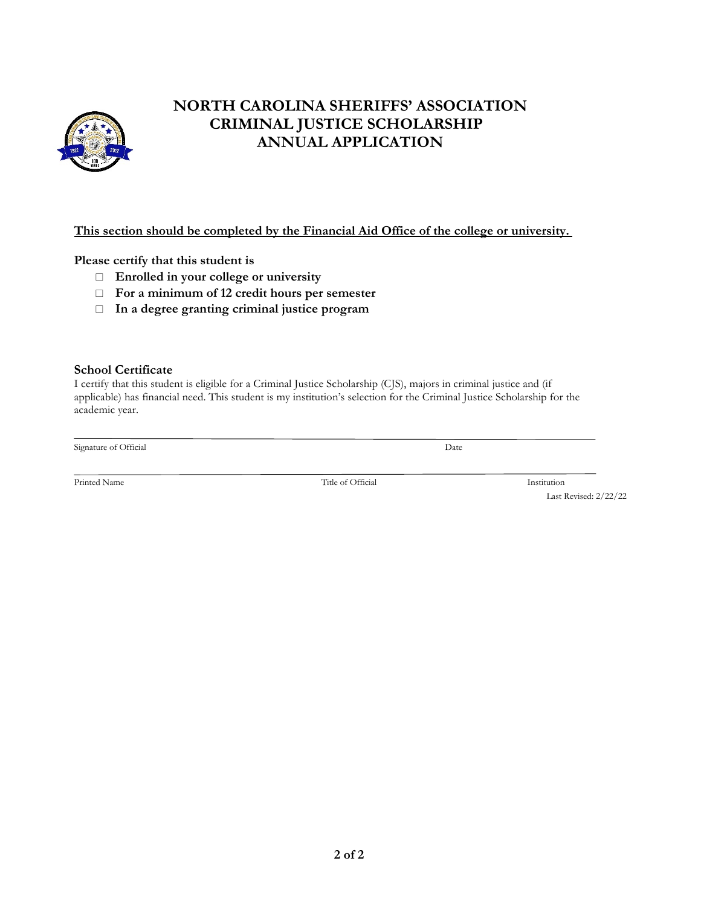# NORTH CAROLINA SHERIFFS' ASSOCIATION CRIMINAL JUSTICE SCHOLARSHIP ANNUAL APPLICATION

**This section should be completed by the Financial Aid Office of the college or university.**

**Please certify that this student is**

- □ **Enrolled in your college or university**
- □ **For a minimum of 12 credit hours per semester**
- □ **In a degree granting criminal justice program**

### School Certificate

I certify that this student is eligible for a Criminal Justice Scholarship (CJS), majors in criminal justice and (if applicable) has financial need. This student is my institution's selection for the Criminal Justice Scholarship for the academic year.

\_\_\_\_\_\_\_\_\_\_\_\_\_\_\_\_\_\_\_\_\_\_\_\_\_\_\_\_\_\_\_\_\_\_\_\_\_\_\_\_\_\_\_\_\_\_\_\_\_\_\_\_\_\_\_\_\_\_\_\_\_\_\_\_\_\_\_\_\_\_

Signature of Official                                                                                    Date

\_\_\_\_\_\_\_\_\_\_\_\_\_\_\_\_\_\_\_\_\_\_\_\_\_\_\_\_\_\_\_\_\_\_\_\_\_\_\_\_\_\_\_\_\_\_\_\_\_\_\_\_\_\_\_\_\_\_\_\_\_\_\_\_\_\_\_\_\_\_

Printed Name                                            Title of Official                                            Institution

Last Revised: 2/22/22